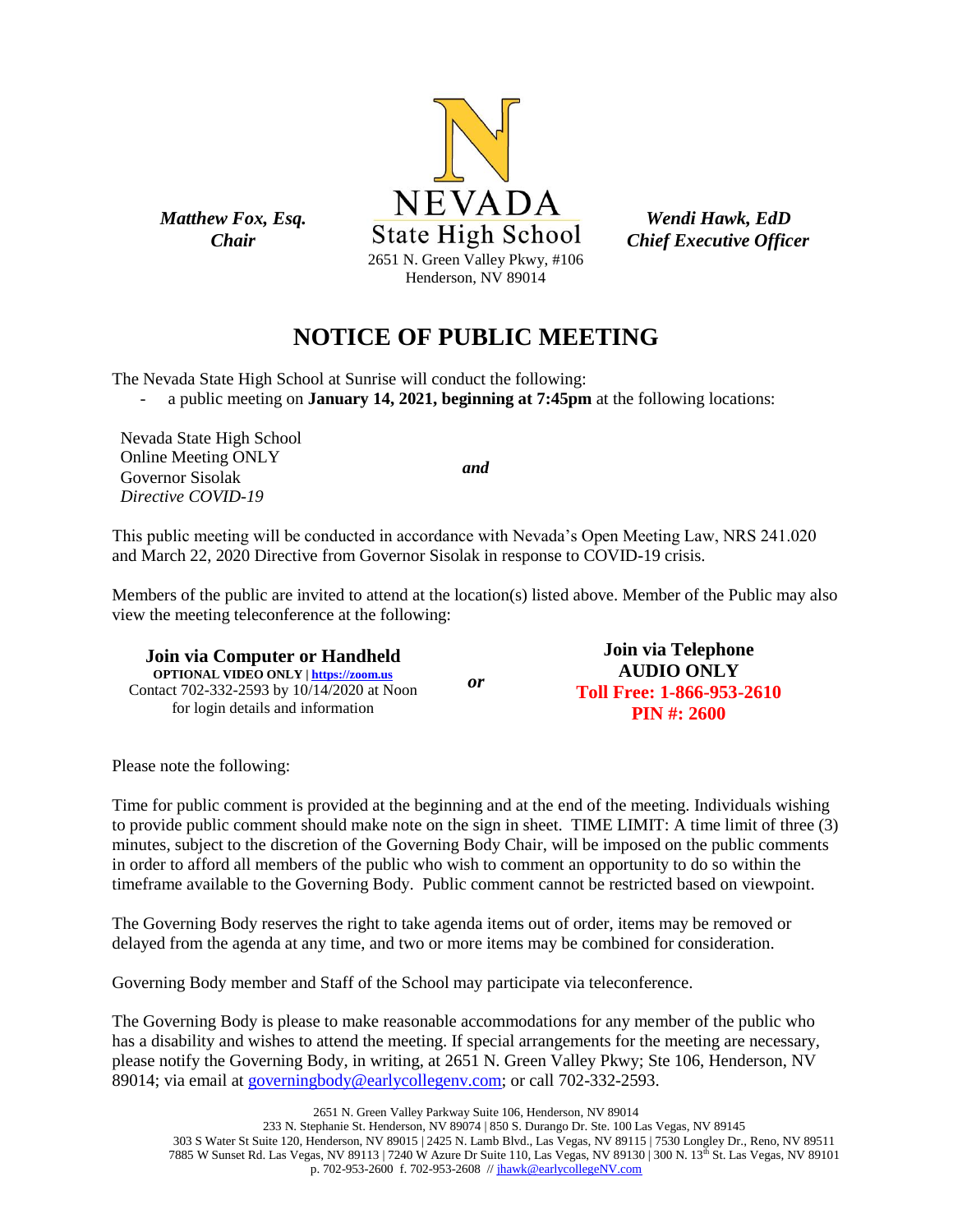*Matthew Fox, Esq.*
*Chair*

NEVADA
State High School
2651 N. Green Valley Pkwy, #106
Henderson, NV 89014

*Wendi Hawk, EdD*
*Chief Executive Officer*

# NOTICE OF PUBLIC MEETING

The Nevada State High School at Sunrise will conduct the following:

- a public meeting on **January 14, 2021, beginning at 7:45pm** at the following locations:

Nevada State High School
Online Meeting ONLY
Governor Sisolak
*Directive COVID-19*

*and*

This public meeting will be conducted in accordance with Nevada's Open Meeting Law, NRS 241.020 and March 22, 2020 Directive from Governor Sisolak in response to COVID-19 crisis.

Members of the public are invited to attend at the location(s) listed above. Member of the Public may also view the meeting teleconference at the following:

**Join via Computer or Handheld**
**OPTIONAL VIDEO ONLY | [https://zoom.us](https://zoom.us)**
Contact 702-332-2593 by 10/14/2020 at Noon for login details and information

***or***

**Join via Telephone**
**AUDIO ONLY**
**Toll Free: 1-866-953-2610**
**PIN #: 2600**

Please note the following:

Time for public comment is provided at the beginning and at the end of the meeting. Individuals wishing to provide public comment should make note on the sign in sheet. TIME LIMIT: A time limit of three (3) minutes, subject to the discretion of the Governing Body Chair, will be imposed on the public comments in order to afford all members of the public who wish to comment an opportunity to do so within the timeframe available to the Governing Body. Public comment cannot be restricted based on viewpoint.

The Governing Body reserves the right to take agenda items out of order, items may be removed or delayed from the agenda at any time, and two or more items may be combined for consideration.

Governing Body member and Staff of the School may participate via teleconference.

The Governing Body is please to make reasonable accommodations for any member of the public who has a disability and wishes to attend the meeting. If special arrangements for the meeting are necessary, please notify the Governing Body, in writing, at 2651 N. Green Valley Pkwy; Ste 106, Henderson, NV 89014; via email at governingbody@earlycollegenv.com; or call 702-332-2593.

2651 N. Green Valley Parkway Suite 106, Henderson, NV 89014
233 N. Stephanie St. Henderson, NV 89074 | 850 S. Durango Dr. Ste. 100 Las Vegas, NV 89145
303 S Water St Suite 120, Henderson, NV 89015 | 2425 N. Lamb Blvd., Las Vegas, NV 89115 | 7530 Longley Dr., Reno, NV 89511
7885 W Sunset Rd. Las Vegas, NV 89113 | 7240 W Azure Dr Suite 110, Las Vegas, NV 89130 | 300 N. 13th St. Las Vegas, NV 89101
p. 702-953-2600 f. 702-953-2608 // jhawk@earlycollegeNV.com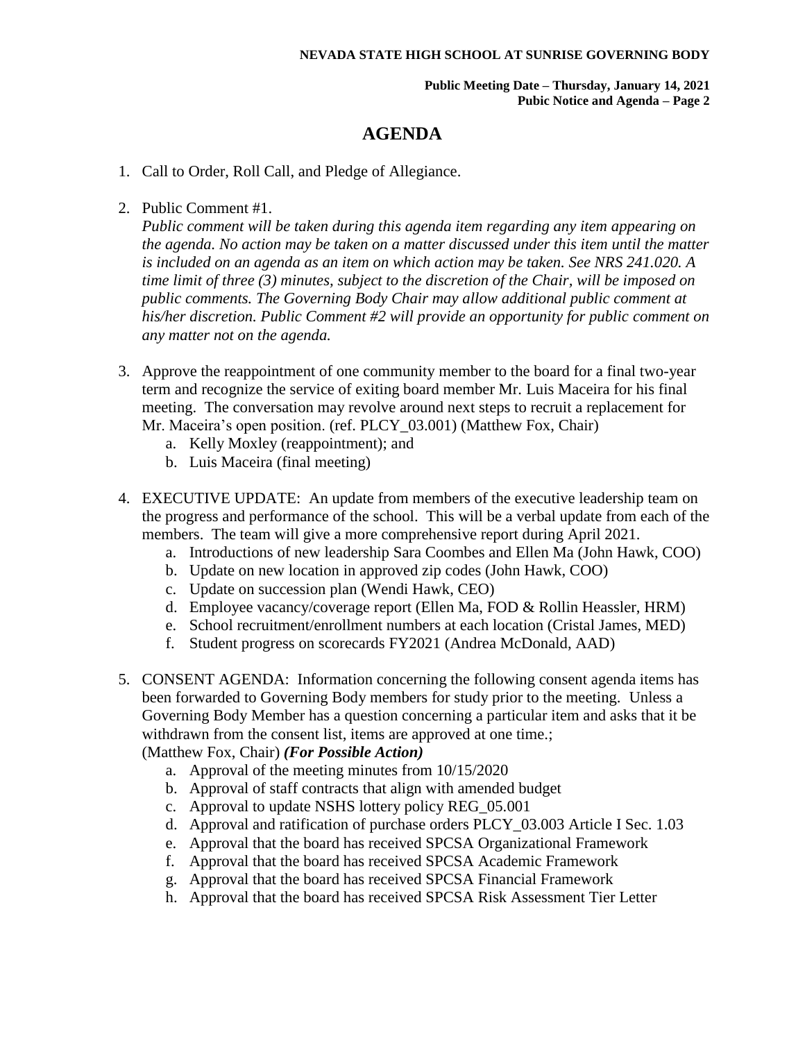# AGENDA

1. Call to Order, Roll Call, and Pledge of Allegiance.

2. Public Comment #1.
   *Public comment will be taken during this agenda item regarding any item appearing on the agenda. No action may be taken on a matter discussed under this item until the matter is included on an agenda as an item on which action may be taken. See NRS 241.020. A time limit of three (3) minutes, subject to the discretion of the Chair, will be imposed on public comments. The Governing Body Chair may allow additional public comment at his/her discretion. Public Comment #2 will provide an opportunity for public comment on any matter not on the agenda.*

3. Approve the reappointment of one community member to the board for a final two-year term and recognize the service of exiting board member Mr. Luis Maceira for his final meeting. The conversation may revolve around next steps to recruit a replacement for Mr. Maceira's open position. (ref. PLCY_03.001) (Matthew Fox, Chair)
   a. Kelly Moxley (reappointment); and
   b. Luis Maceira (final meeting)

4. EXECUTIVE UPDATE: An update from members of the executive leadership team on the progress and performance of the school. This will be a verbal update from each of the members. The team will give a more comprehensive report during April 2021.
   a. Introductions of new leadership Sara Coombes and Ellen Ma (John Hawk, COO)
   b. Update on new location in approved zip codes (John Hawk, COO)
   c. Update on succession plan (Wendi Hawk, CEO)
   d. Employee vacancy/coverage report (Ellen Ma, FOD & Rollin Heassler, HRM)
   e. School recruitment/enrollment numbers at each location (Cristal James, MED)
   f. Student progress on scorecards FY2021 (Andrea McDonald, AAD)

5. CONSENT AGENDA: Information concerning the following consent agenda items has been forwarded to Governing Body members for study prior to the meeting. Unless a Governing Body Member has a question concerning a particular item and asks that it be withdrawn from the consent list, items are approved at one time.;
   (Matthew Fox, Chair) ***(For Possible Action)***
   a. Approval of the meeting minutes from 10/15/2020
   b. Approval of staff contracts that align with amended budget
   c. Approval to update NSHS lottery policy REG_05.001
   d. Approval and ratification of purchase orders PLCY_03.003 Article I Sec. 1.03
   e. Approval that the board has received SPCSA Organizational Framework
   f. Approval that the board has received SPCSA Academic Framework
   g. Approval that the board has received SPCSA Financial Framework
   h. Approval that the board has received SPCSA Risk Assessment Tier Letter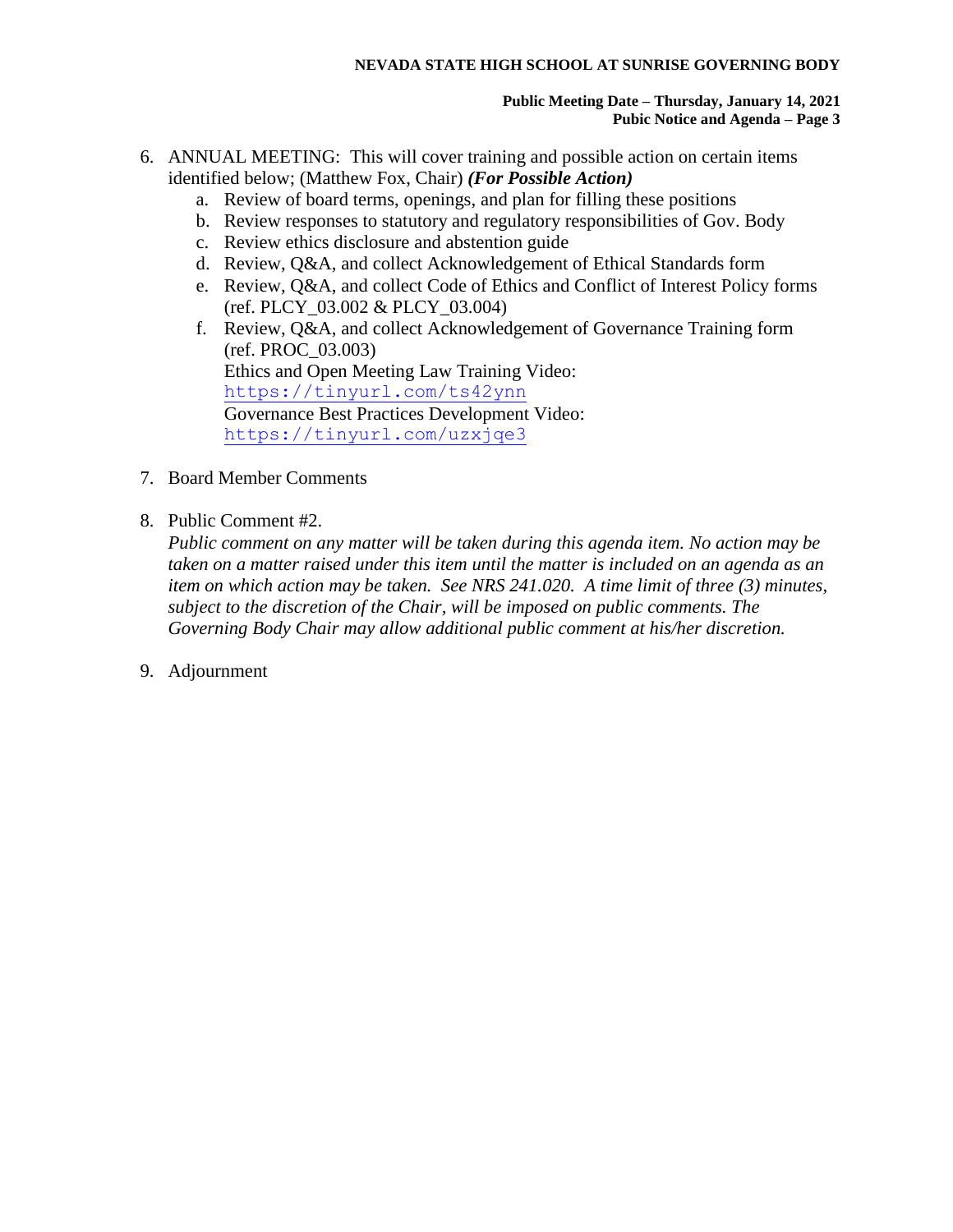6. ANNUAL MEETING: This will cover training and possible action on certain items identified below; (Matthew Fox, Chair) ***(For Possible Action)***
   a. Review of board terms, openings, and plan for filling these positions
   b. Review responses to statutory and regulatory responsibilities of Gov. Body
   c. Review ethics disclosure and abstention guide
   d. Review, Q&A, and collect Acknowledgement of Ethical Standards form
   e. Review, Q&A, and collect Code of Ethics and Conflict of Interest Policy forms (ref. PLCY_03.002 & PLCY_03.004)
   f. Review, Q&A, and collect Acknowledgement of Governance Training form (ref. PROC_03.003)
      Ethics and Open Meeting Law Training Video:
      https://tinyurl.com/ts42ynn
      Governance Best Practices Development Video:
      https://tinyurl.com/uzxjqe3

7. Board Member Comments

8. Public Comment #2.
   *Public comment on any matter will be taken during this agenda item. No action may be taken on a matter raised under this item until the matter is included on an agenda as an item on which action may be taken. See NRS 241.020. A time limit of three (3) minutes, subject to the discretion of the Chair, will be imposed on public comments. The Governing Body Chair may allow additional public comment at his/her discretion.*

9. Adjournment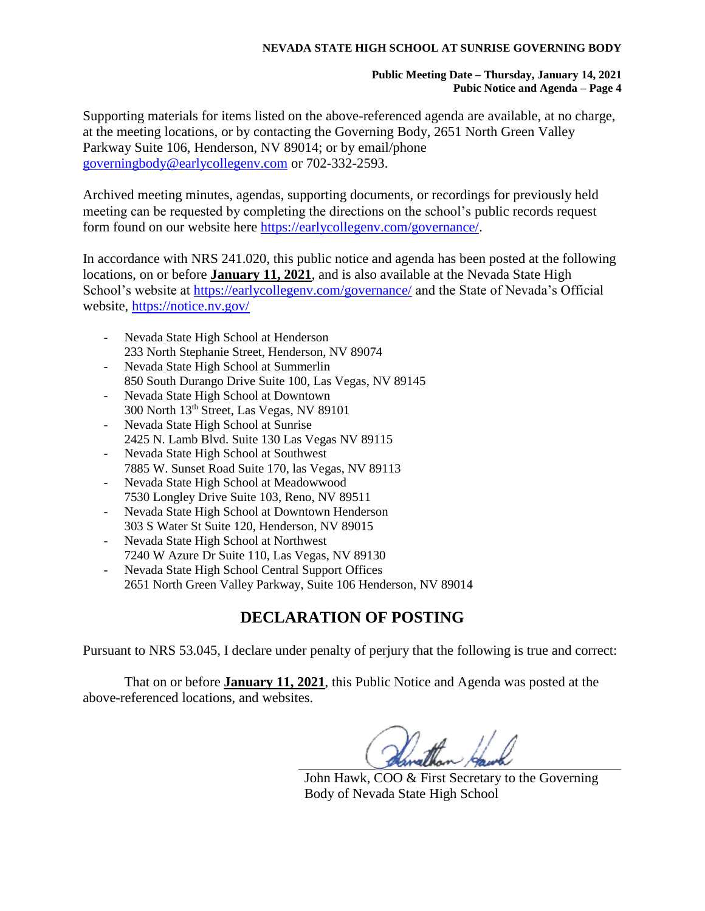Supporting materials for items listed on the above-referenced agenda are available, at no charge, at the meeting locations, or by contacting the Governing Body, 2651 North Green Valley Parkway Suite 106, Henderson, NV 89014; or by email/phone governingbody@earlycollegenv.com or 702-332-2593.

Archived meeting minutes, agendas, supporting documents, or recordings for previously held meeting can be requested by completing the directions on the school's public records request form found on our website here https://earlycollegenv.com/governance/.

In accordance with NRS 241.020, this public notice and agenda has been posted at the following locations, on or before **January 11, 2021**, and is also available at the Nevada State High School's website at https://earlycollegenv.com/governance/ and the State of Nevada's Official website, https://notice.nv.gov/

- Nevada State High School at Henderson
  233 North Stephanie Street, Henderson, NV 89074
- Nevada State High School at Summerlin
  850 South Durango Drive Suite 100, Las Vegas, NV 89145
- Nevada State High School at Downtown
  300 North 13th Street, Las Vegas, NV 89101
- Nevada State High School at Sunrise
  2425 N. Lamb Blvd. Suite 130 Las Vegas NV 89115
- Nevada State High School at Southwest
  7885 W. Sunset Road Suite 170, las Vegas, NV 89113
- Nevada State High School at Meadowwood
  7530 Longley Drive Suite 103, Reno, NV 89511
- Nevada State High School at Downtown Henderson
  303 S Water St Suite 120, Henderson, NV 89015
- Nevada State High School at Northwest
  7240 W Azure Dr Suite 110, Las Vegas, NV 89130
- Nevada State High School Central Support Offices
  2651 North Green Valley Parkway, Suite 106 Henderson, NV 89014

## DECLARATION OF POSTING

Pursuant to NRS 53.045, I declare under penalty of perjury that the following is true and correct:

That on or before **January 11, 2021**, this Public Notice and Agenda was posted at the above-referenced locations, and websites.

John Hawk, COO & First Secretary to the Governing Body of Nevada State High School